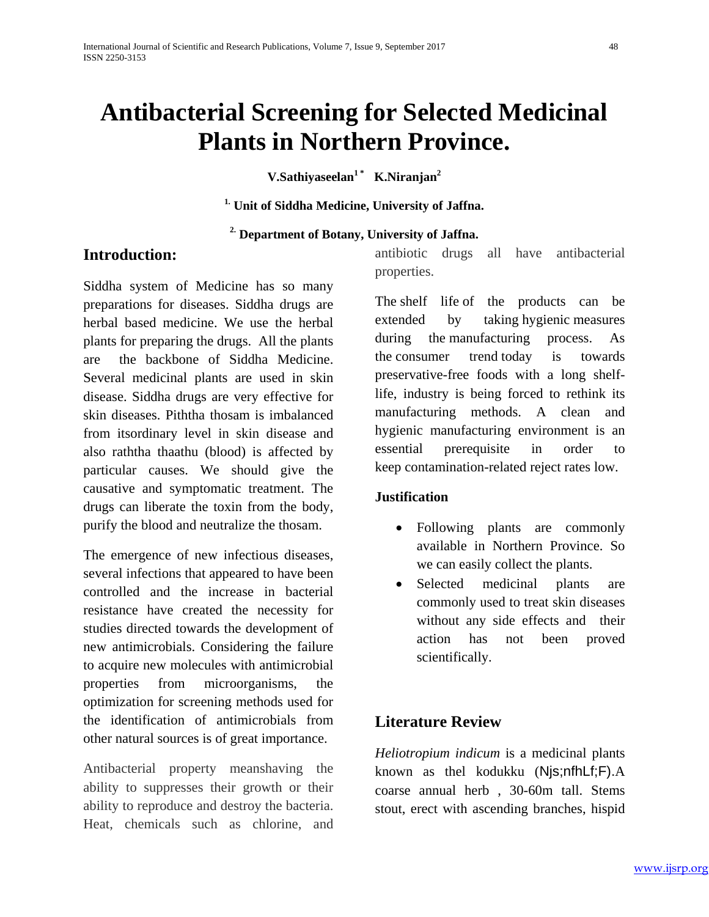# Antibacterial Screening for Selected Medicinal Plants in Northern Province.

**V.Sathiyaseelan[1 *] K.Niranjan[2]**

**[1.] Unit of Siddha Medicine, University of Jaffna.**

**[2.] Department of Botany, University of Jaffna.**

## Introduction:

Siddha system of Medicine has so many preparations for diseases. Siddha drugs are herbal based medicine. We use the herbal plants for preparing the drugs. All the plants are the backbone of Siddha Medicine. Several medicinal plants are used in skin disease. Siddha drugs are very effective for skin diseases. Piththa thosam is imbalanced from itsordinary level in skin disease and also raththa thaathu (blood) is affected by particular causes. We should give the causative and symptomatic treatment. The drugs can liberate the toxin from the body, purify the blood and neutralize the thosam.

The emergence of new infectious diseases, several infections that appeared to have been controlled and the increase in bacterial resistance have created the necessity for studies directed towards the development of new antimicrobials. Considering the failure to acquire new molecules with antimicrobial properties from microorganisms, the optimization for screening methods used for the identification of antimicrobials from other natural sources is of great importance.

Antibacterial property meanshaving the ability to suppresses their growth or their ability to reproduce and destroy the bacteria. Heat, chemicals such as chlorine, and antibiotic drugs all have antibacterial properties.

The shelf life of the products can be extended by taking hygienic measures during the manufacturing process. As the consumer trend today is towards preservative-free foods with a long shelf-life, industry is being forced to rethink its manufacturing methods. A clean and hygienic manufacturing environment is an essential prerequisite in order to keep contamination-related reject rates low.

### Justification

- Following plants are commonly available in Northern Province. So we can easily collect the plants.
- Selected medicinal plants are commonly used to treat skin diseases without any side effects and their action has not been proved scientifically.

## Literature Review

*Heliotropium indicum* is a medicinal plants known as thel kodukku (Njs;nfhLf;F).A coarse annual herb , 30-60m tall. Stems stout, erect with ascending branches, hispid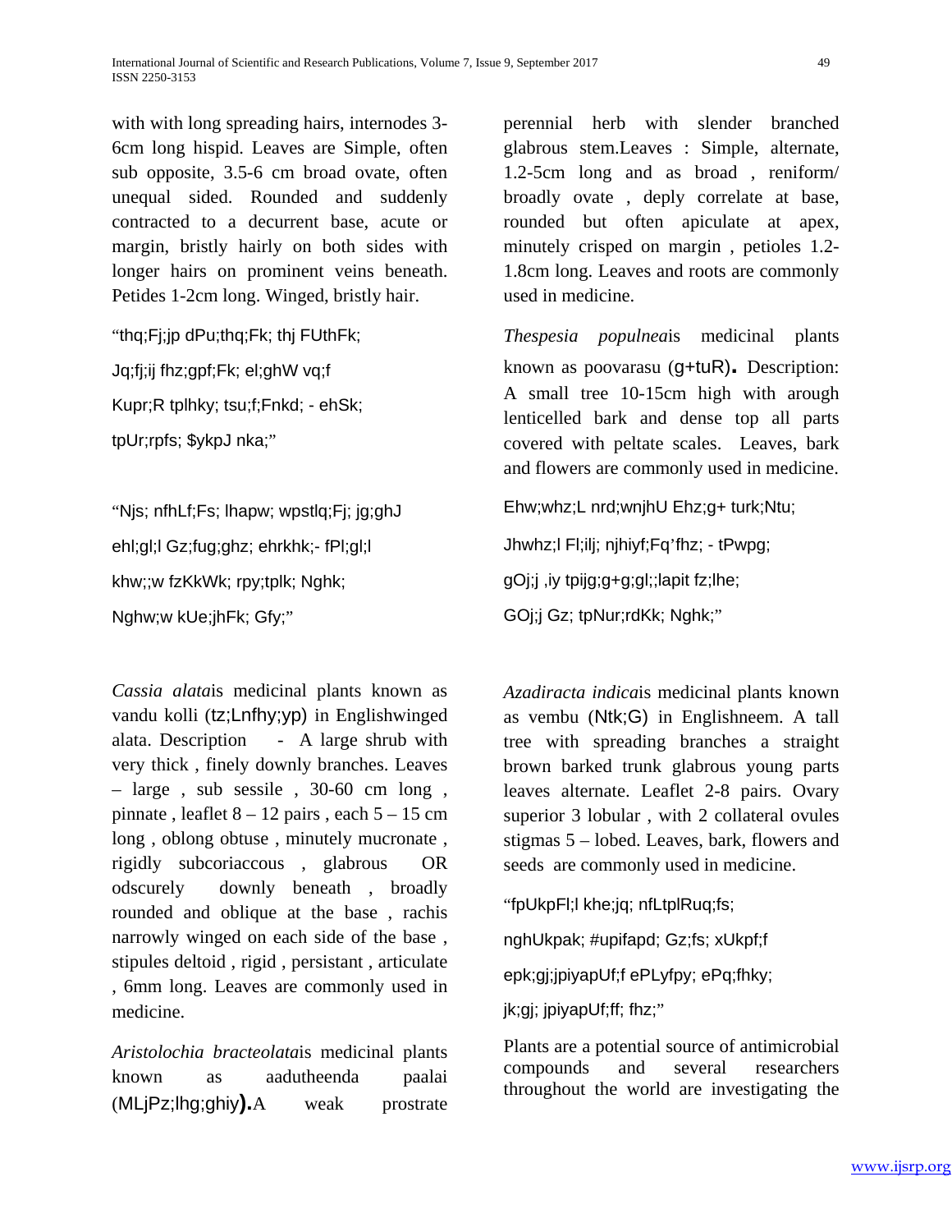with with long spreading hairs, internodes 3-6cm long hispid. Leaves are Simple, often sub opposite, 3.5-6 cm broad ovate, often unequal sided. Rounded and suddenly contracted to a decurrent base, acute or margin, bristly hairly on both sides with longer hairs on prominent veins beneath. Petides 1-2cm long. Winged, bristly hair.

"thq;Fj;jp dPu;thq;Fk; thj FUthFk;

Jq;fj;ij fhz;gpf;Fk; el;ghW vq;f

Kupr;R tplhky; tsu;f;Fnkd; - ehSk;

tpUr;rpfs; $ykpJ nka;"

"Njs; nfhLf;Fs; lhapw; wpstlq;Fj; jg;ghJ

ehl;gl;l Gz;fug;ghz; ehrkhk;- fPl;gl;l

khw;;w fzKkWk; rpy;tplk; Nghk;

Nghw;w kUe;jhFk; Gfy;"

*Cassia alata*is medicinal plants known as vandu kolli (tz;Lnfhy;yp) in Englishwinged alata. Description - A large shrub with very thick , finely downly branches. Leaves – large , sub sessile , 30-60 cm long , pinnate , leaflet 8 – 12 pairs , each 5 – 15 cm long , oblong obtuse , minutely mucronate , rigidly subcoriaccous , glabrous OR odscurely downly beneath , broadly rounded and oblique at the base , rachis narrowly winged on each side of the base , stipules deltoid , rigid , persistant , articulate , 6mm long. Leaves are commonly used in medicine.

*Aristolochia bracteolata*is medicinal plants known as aadutheenda paalai (MLjPz;lhg;ghiy).A weak prostrate perennial herb with slender branched glabrous stem.Leaves : Simple, alternate, 1.2-5cm long and as broad , reniform/ broadly ovate , deply correlate at base, rounded but often apiculate at apex, minutely crisped on margin , petioles 1.2-1.8cm long. Leaves and roots are commonly used in medicine.

*Thespesia populnea*is medicinal plants known as poovarasu (g+tuR). Description: A small tree 10-15cm high with arough lenticelled bark and dense top all parts covered with peltate scales. Leaves, bark and flowers are commonly used in medicine.

Ehw;whz;L nrd;wnjhU Ehz;g+ turk;Ntu;

Jhwhz;l Fl;ilj; njhiyf;Fq'fhz; - tPwpg;

gOj;j ,iy tpijg;g+g;gl;;lapit fz;lhe;

GOj;j Gz; tpNur;rdKk; Nghk;"

*Azadiracta indica*is medicinal plants known as vembu (Ntk;G) in Englishneem. A tall tree with spreading branches a straight brown barked trunk glabrous young parts leaves alternate. Leaflet 2-8 pairs. Ovary superior 3 lobular , with 2 collateral ovules stigmas 5 – lobed. Leaves, bark, flowers and seeds are commonly used in medicine.

"fpUkpFl;l khe;jq; nfLtplRuq;fs;

nghUkpak; #upfapd; Gz;fs; xUkpf;f

epk;gj;jpiyapUf;f ePLyfpy; ePq;fhky;

jk;gj; jpiyapUf;ff; fhz;"

Plants are a potential source of antimicrobial compounds and several researchers throughout the world are investigating the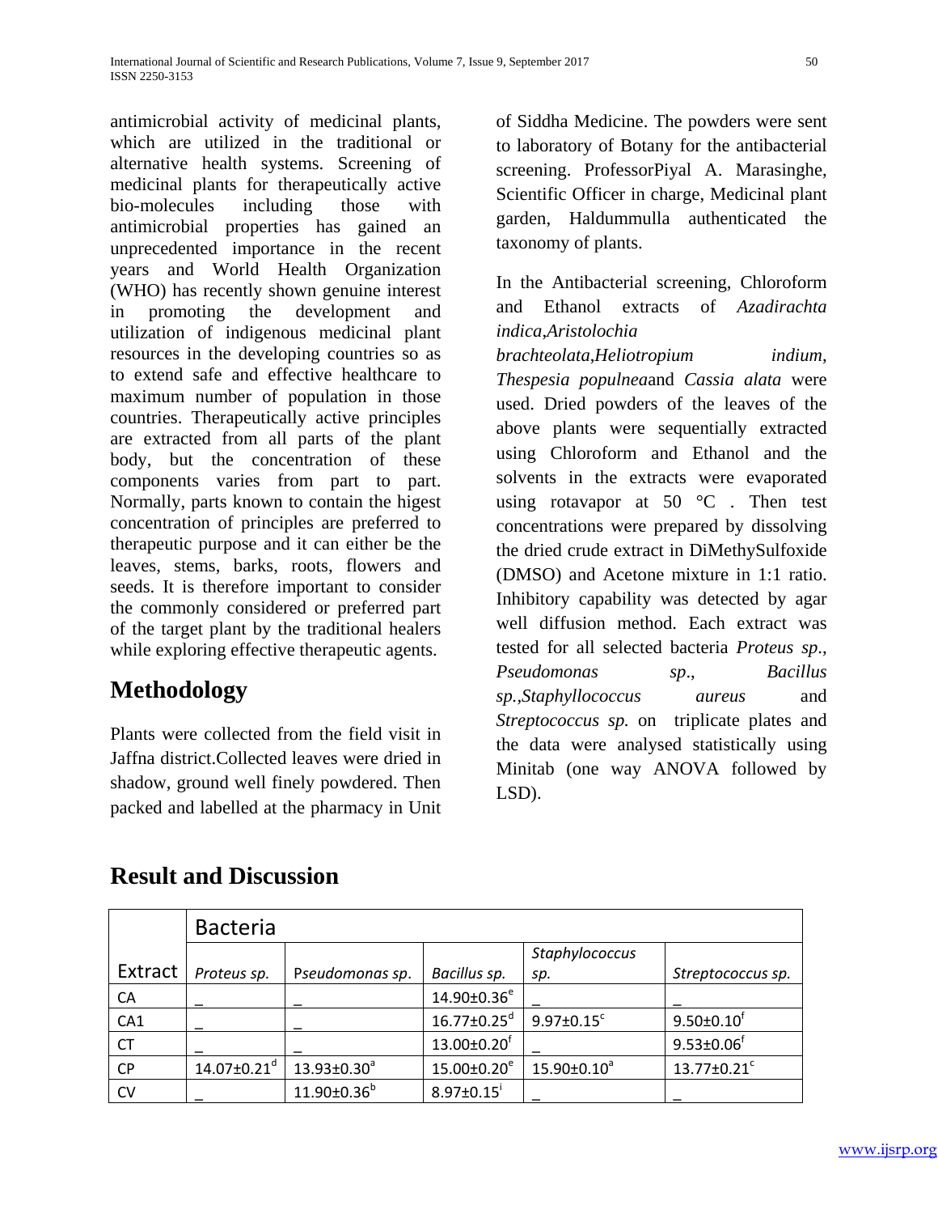antimicrobial activity of medicinal plants, which are utilized in the traditional or alternative health systems. Screening of medicinal plants for therapeutically active bio-molecules including those with antimicrobial properties has gained an unprecedented importance in the recent years and World Health Organization (WHO) has recently shown genuine interest in promoting the development and utilization of indigenous medicinal plant resources in the developing countries so as to extend safe and effective healthcare to maximum number of population in those countries. Therapeutically active principles are extracted from all parts of the plant body, but the concentration of these components varies from part to part. Normally, parts known to contain the higest concentration of principles are preferred to therapeutic purpose and it can either be the leaves, stems, barks, roots, flowers and seeds. It is therefore important to consider the commonly considered or preferred part of the target plant by the traditional healers while exploring effective therapeutic agents.

## Methodology

Plants were collected from the field visit in Jaffna district.Collected leaves were dried in shadow, ground well finely powdered. Then packed and labelled at the pharmacy in Unit of Siddha Medicine. The powders were sent to laboratory of Botany for the antibacterial screening. ProfessorPiyal A. Marasinghe, Scientific Officer in charge, Medicinal plant garden, Haldummulla authenticated the taxonomy of plants.

In the Antibacterial screening, Chloroform and Ethanol extracts of *Azadirachta indica*,*Aristolochia brachteolata*,*Heliotropium indium*, *Thespesia populnea*and *Cassia alata* were used. Dried powders of the leaves of the above plants were sequentially extracted using Chloroform and Ethanol and the solvents in the extracts were evaporated using rotavapor at 50 °C . Then test concentrations were prepared by dissolving the dried crude extract in DiMethySulfoxide (DMSO) and Acetone mixture in 1:1 ratio. Inhibitory capability was detected by agar well diffusion method. Each extract was tested for all selected bacteria *Proteus sp*., *Pseudomonas sp*., *Bacillus sp*.,*Staphyllococcus aureus* and *Streptococcus sp.* on triplicate plates and the data were analysed statistically using Minitab (one way ANOVA followed by LSD).

## Result and Discussion

| | Bacteria | | | | |
|---|---|---|---|---|---|
| Extract | *Proteus sp.* | *Pseudomonas sp.* | *Bacillus sp.* | *Staphylococcus sp.* | *Streptococcus sp.* |
| CA | _ | _ | 14.90±0.36[e] | _ | _ |
| CA1 | _ | _ | 16.77±0.25[d] | 9.97±0.15[c] | 9.50±0.10[f] |
| CT | _ | _ | 13.00±0.20[f] | _ | 9.53±0.06[f] |
| CP | 14.07±0.21[d] | 13.93±0.30[a] | 15.00±0.20[e] | 15.90±0.10[a] | 13.77±0.21[c] |
| CV | _ | 11.90±0.36[b] | 8.97±0.15[i] | _ | _ |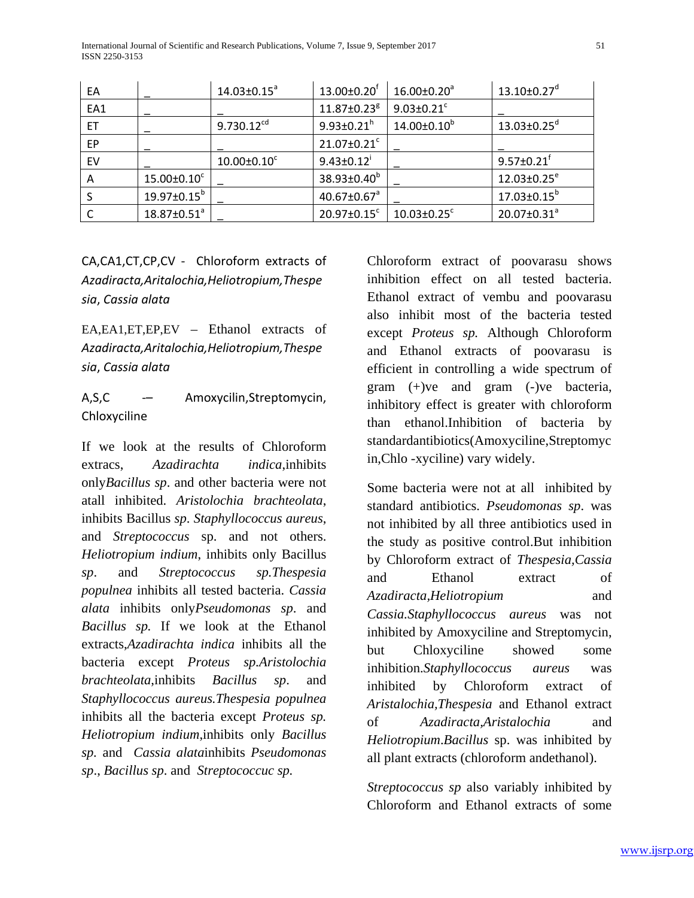| EA | _ | 14.03±0.15[a] | 13.00±0.20[f] | 16.00±0.20[a] | 13.10±0.27[d] |
|---|---|---|---|---|---|
| EA1 | _ | _ | 11.87±0.23[g] | 9.03±0.21[c] | _ |
| ET | _ | 9.730.12[cd] | 9.93±0.21[h] | 14.00±0.10[b] | 13.03±0.25[d] |
| EP | _ | _ | 21.07±0.21[c] | _ | _ |
| EV | _ | 10.00±0.10[c] | 9.43±0.12[i] | _ | 9.57±0.21[f] |
| A | 15.00±0.10[c] | _ | 38.93±0.40[b] | _ | 12.03±0.25[e] |
| S | 19.97±0.15[b] | _ | 40.67±0.67[a] | _ | 17.03±0.15[b] |
| C | 18.87±0.51[a] | _ | 20.97±0.15[c] | 10.03±0.25[c] | 20.07±0.31[a] |

CA,CA1,CT,CP,CV - Chloroform extracts of *Azadiracta,Aritalochia,Heliotropium,Thespesia*, *Cassia alata*

EA,EA1,ET,EP,EV – Ethanol extracts of *Azadiracta,Aritalochia,Heliotropium,Thespesia*, *Cassia alata*

A,S,C -– Amoxycilin,Streptomycin, Chloxyciline

If we look at the results of Chloroform extracs, *Azadirachta indica*,inhibits only*Bacillus sp*. and other bacteria were not atall inhibited. *Aristolochia brachteolata*, inhibits Bacillus *sp*. *Staphyllococcus aureus*, and *Streptococcus* sp. and not others. *Heliotropium indium*, inhibits only Bacillus *sp*. and *Streptococcus sp.Thespesia populnea* inhibits all tested bacteria. *Cassia alata* inhibits only*Pseudomonas sp*. and *Bacillus sp.* If we look at the Ethanol extracts,*Azadirachta indica* inhibits all the bacteria except *Proteus sp*.*Aristolochia brachteolata*,inhibits *Bacillus sp*. and *Staphyllococcus aureus.Thespesia populnea* inhibits all the bacteria except *Proteus sp. Heliotropium indium*,inhibits only *Bacillus sp.* and *Cassia alata*inhibits *Pseudomonas sp*., *Bacillus sp*. and *Streptococcuc sp.*

Chloroform extract of poovarasu shows inhibition effect on all tested bacteria. Ethanol extract of vembu and poovarasu also inhibit most of the bacteria tested except *Proteus sp.* Although Chloroform and Ethanol extracts of poovarasu is efficient in controlling a wide spectrum of gram (+)ve and gram (-)ve bacteria, inhibitory effect is greater with chloroform than ethanol.Inhibition of bacteria by standardantibiotics(Amoxyciline,Streptomycin,Chlo -xyciline) vary widely.

Some bacteria were not at all inhibited by standard antibiotics. *Pseudomonas sp*. was not inhibited by all three antibiotics used in the study as positive control.But inhibition by Chloroform extract of *Thespesia*,*Cassia* and Ethanol extract of *Azadiracta*,*Heliotropium* and *Cassia*.*Staphyllococcus aureus* was not inhibited by Amoxyciline and Streptomycin, but Chloxyciline showed some inhibition.*Staphyllococcus aureus* was inhibited by Chloroform extract of *Aristalochia*,*Thespesia* and Ethanol extract of *Azadiracta*,*Aristalochia* and *Heliotropium*.*Bacillus* sp. was inhibited by all plant extracts (chloroform andethanol).

*Streptococcus sp* also variably inhibited by Chloroform and Ethanol extracts of some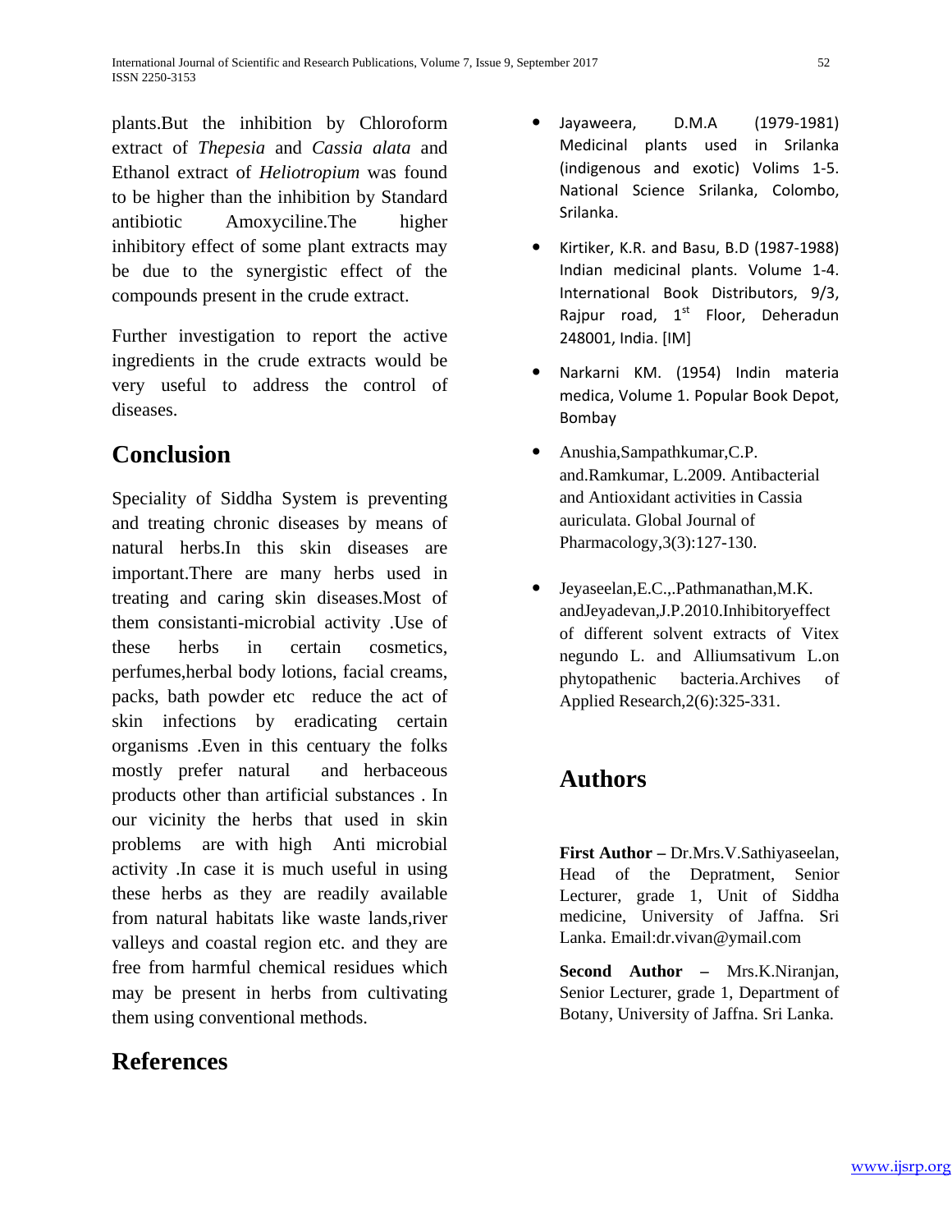plants.But the inhibition by Chloroform extract of *Thepesia* and *Cassia alata* and Ethanol extract of *Heliotropium* was found to be higher than the inhibition by Standard antibiotic Amoxyciline.The higher inhibitory effect of some plant extracts may be due to the synergistic effect of the compounds present in the crude extract.

Further investigation to report the active ingredients in the crude extracts would be very useful to address the control of diseases.

## Conclusion

Speciality of Siddha System is preventing and treating chronic diseases by means of natural herbs.In this skin diseases are important.There are many herbs used in treating and caring skin diseases.Most of them consistanti-microbial activity .Use of these herbs in certain cosmetics, perfumes,herbal body lotions, facial creams, packs, bath powder etc reduce the act of skin infections by eradicating certain organisms .Even in this centuary the folks mostly prefer natural and herbaceous products other than artificial substances . In our vicinity the herbs that used in skin problems are with high Anti microbial activity .In case it is much useful in using these herbs as they are readily available from natural habitats like waste lands,river valleys and coastal region etc. and they are free from harmful chemical residues which may be present in herbs from cultivating them using conventional methods.

## References

- Jayaweera, D.M.A (1979-1981) Medicinal plants used in Srilanka (indigenous and exotic) Volims 1-5. National Science Srilanka, Colombo, Srilanka.
- Kirtiker, K.R. and Basu, B.D (1987-1988) Indian medicinal plants. Volume 1-4. International Book Distributors, 9/3, Rajpur road, 1st Floor, Deheradun 248001, India. [IM]
- Narkarni KM. (1954) Indin materia medica, Volume 1. Popular Book Depot, Bombay
- Anushia,Sampathkumar,C.P. and.Ramkumar, L.2009. Antibacterial and Antioxidant activities in Cassia auriculata. Global Journal of Pharmacology,3(3):127-130.
- Jeyaseelan,E.C.,.Pathmanathan,M.K. andJeyadevan,J.P.2010.Inhibitoryeffect of different solvent extracts of Vitex negundo L. and Alliumsativum L.on phytopathenic bacteria.Archives of Applied Research,2(6):325-331.

## Authors

**First Author –** Dr.Mrs.V.Sathiyaseelan, Head of the Depratment, Senior Lecturer, grade 1, Unit of Siddha medicine, University of Jaffna. Sri Lanka. Email:dr.vivan@ymail.com

**Second Author –** Mrs.K.Niranjan, Senior Lecturer, grade 1, Department of Botany, University of Jaffna. Sri Lanka.